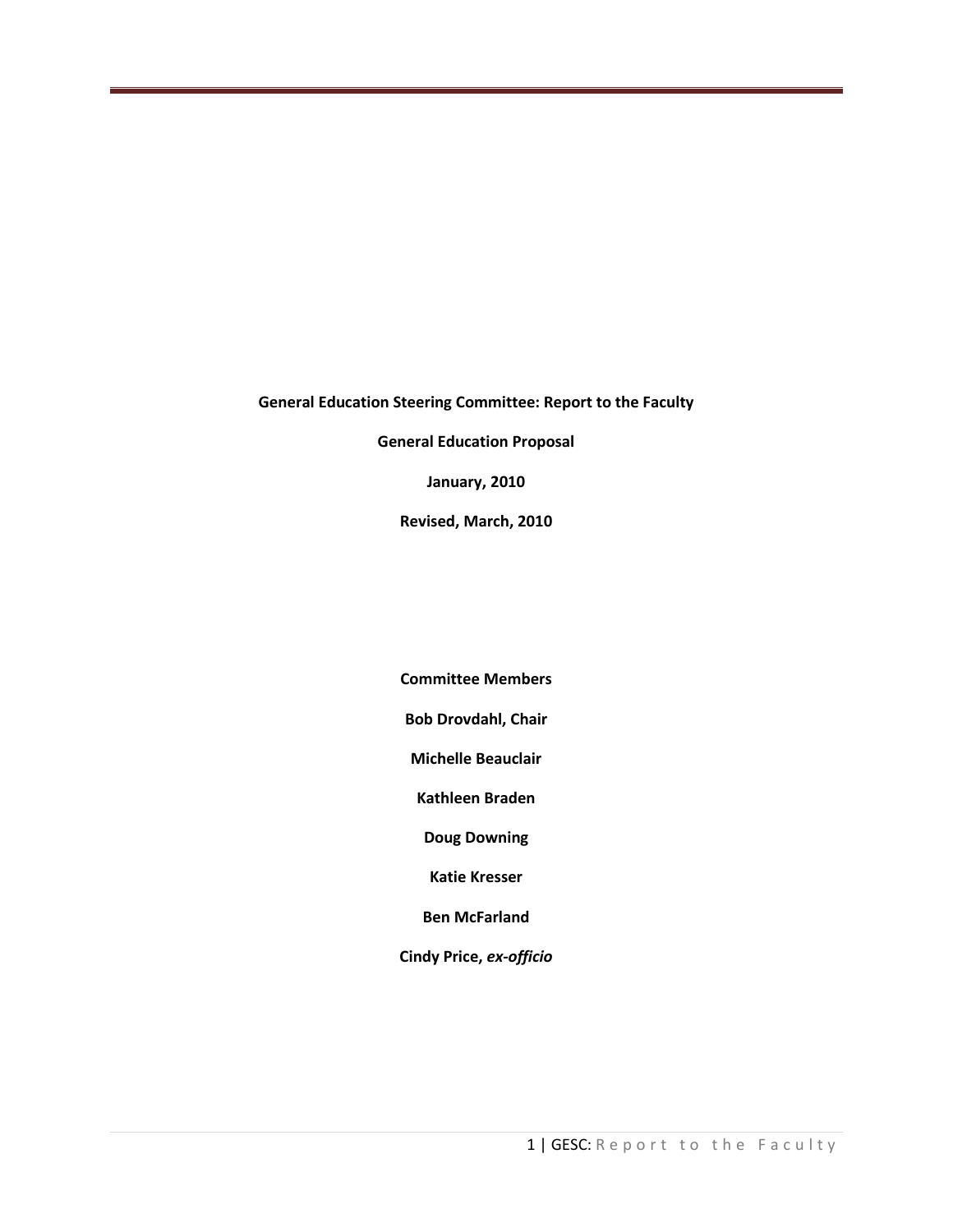**General Education Steering Committee: Report to the Faculty**

**General Education Proposal**

**January, 2010**

**Revised, March, 2010**

**Committee Members**

**Bob Drovdahl, Chair**

**Michelle Beauclair**

**Kathleen Braden**

**Doug Downing**

**Katie Kresser**

**Ben McFarland**

**Cindy Price, *ex-officio***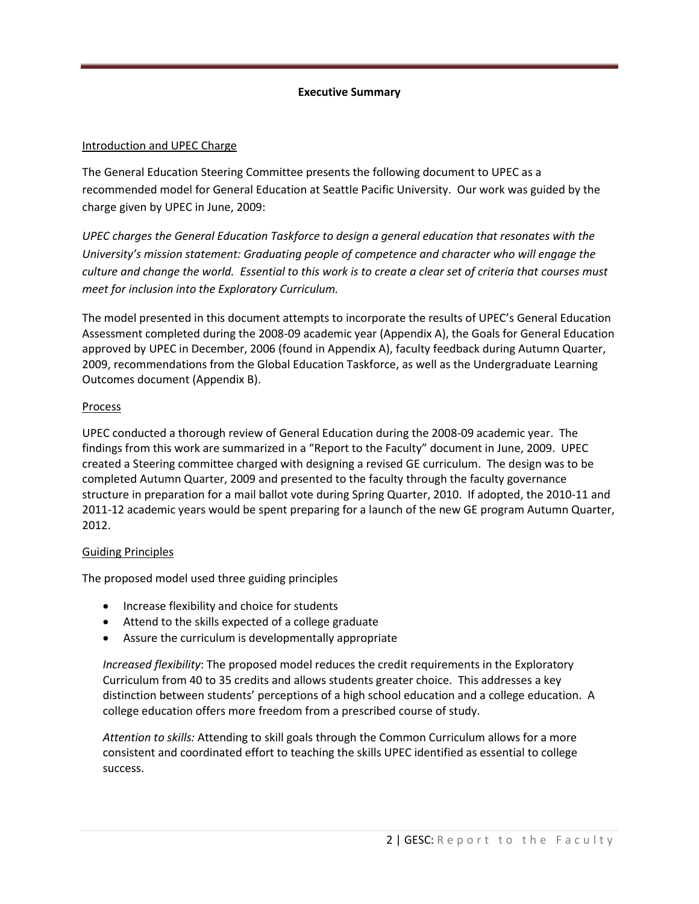## Executive Summary

<u>Introduction and UPEC Charge</u>

The General Education Steering Committee presents the following document to UPEC as a recommended model for General Education at Seattle Pacific University. Our work was guided by the charge given by UPEC in June, 2009:

*UPEC charges the General Education Taskforce to design a general education that resonates with the University's mission statement: Graduating people of competence and character who will engage the culture and change the world. Essential to this work is to create a clear set of criteria that courses must meet for inclusion into the Exploratory Curriculum.*

The model presented in this document attempts to incorporate the results of UPEC's General Education Assessment completed during the 2008-09 academic year (Appendix A), the Goals for General Education approved by UPEC in December, 2006 (found in Appendix A), faculty feedback during Autumn Quarter, 2009, recommendations from the Global Education Taskforce, as well as the Undergraduate Learning Outcomes document (Appendix B).

<u>Process</u>

UPEC conducted a thorough review of General Education during the 2008-09 academic year. The findings from this work are summarized in a "Report to the Faculty" document in June, 2009. UPEC created a Steering committee charged with designing a revised GE curriculum. The design was to be completed Autumn Quarter, 2009 and presented to the faculty through the faculty governance structure in preparation for a mail ballot vote during Spring Quarter, 2010. If adopted, the 2010-11 and 2011-12 academic years would be spent preparing for a launch of the new GE program Autumn Quarter, 2012.

<u>Guiding Principles</u>

The proposed model used three guiding principles

- Increase flexibility and choice for students
- Attend to the skills expected of a college graduate
- Assure the curriculum is developmentally appropriate

*Increased flexibility*: The proposed model reduces the credit requirements in the Exploratory Curriculum from 40 to 35 credits and allows students greater choice. This addresses a key distinction between students' perceptions of a high school education and a college education. A college education offers more freedom from a prescribed course of study.

*Attention to skills:* Attending to skill goals through the Common Curriculum allows for a more consistent and coordinated effort to teaching the skills UPEC identified as essential to college success.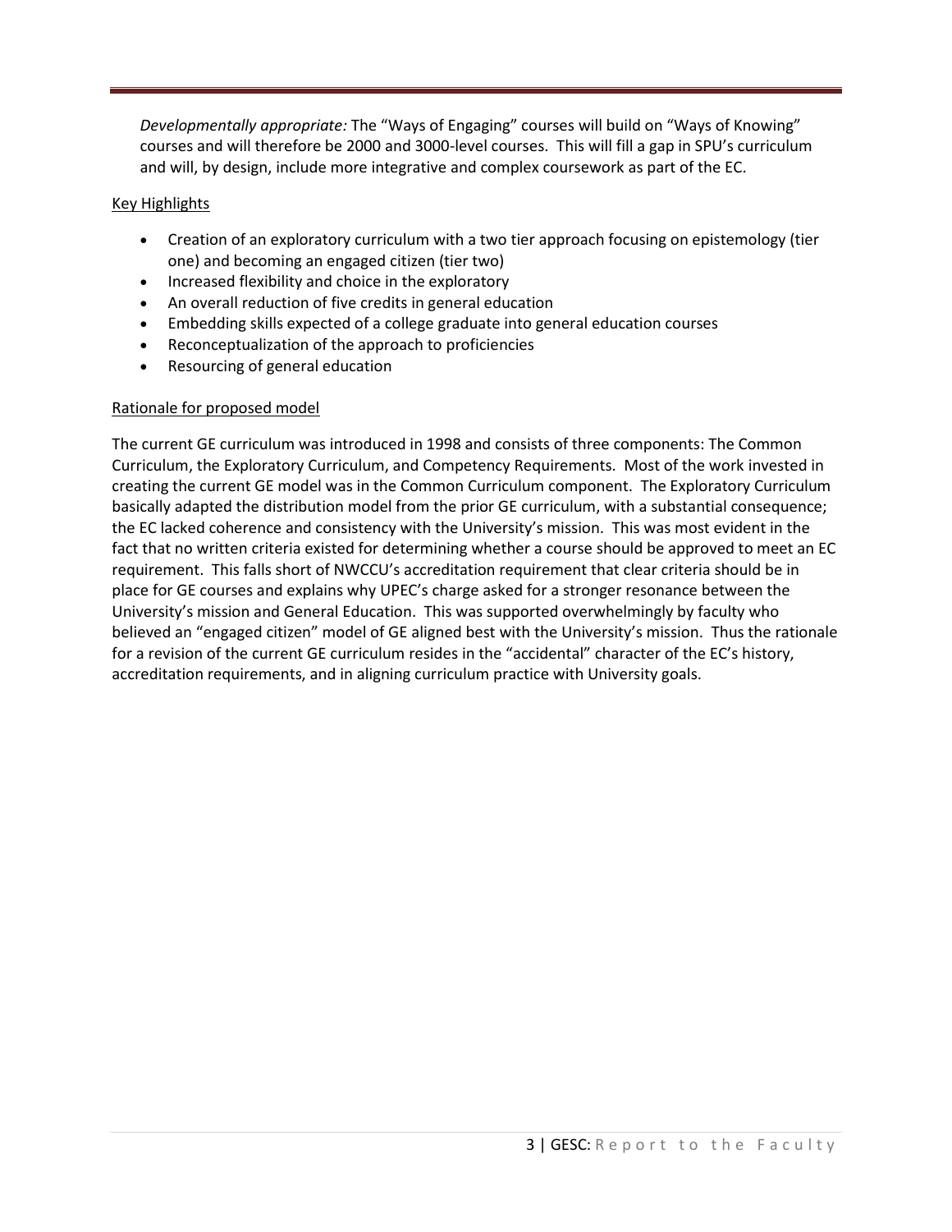*Developmentally appropriate:* The "Ways of Engaging" courses will build on "Ways of Knowing" courses and will therefore be 2000 and 3000-level courses. This will fill a gap in SPU's curriculum and will, by design, include more integrative and complex coursework as part of the EC.

Key Highlights

- Creation of an exploratory curriculum with a two tier approach focusing on epistemology (tier one) and becoming an engaged citizen (tier two)
- Increased flexibility and choice in the exploratory
- An overall reduction of five credits in general education
- Embedding skills expected of a college graduate into general education courses
- Reconceptualization of the approach to proficiencies
- Resourcing of general education

Rationale for proposed model

The current GE curriculum was introduced in 1998 and consists of three components: The Common Curriculum, the Exploratory Curriculum, and Competency Requirements. Most of the work invested in creating the current GE model was in the Common Curriculum component. The Exploratory Curriculum basically adapted the distribution model from the prior GE curriculum, with a substantial consequence; the EC lacked coherence and consistency with the University's mission. This was most evident in the fact that no written criteria existed for determining whether a course should be approved to meet an EC requirement. This falls short of NWCCU's accreditation requirement that clear criteria should be in place for GE courses and explains why UPEC's charge asked for a stronger resonance between the University's mission and General Education. This was supported overwhelmingly by faculty who believed an "engaged citizen" model of GE aligned best with the University's mission. Thus the rationale for a revision of the current GE curriculum resides in the "accidental" character of the EC's history, accreditation requirements, and in aligning curriculum practice with University goals.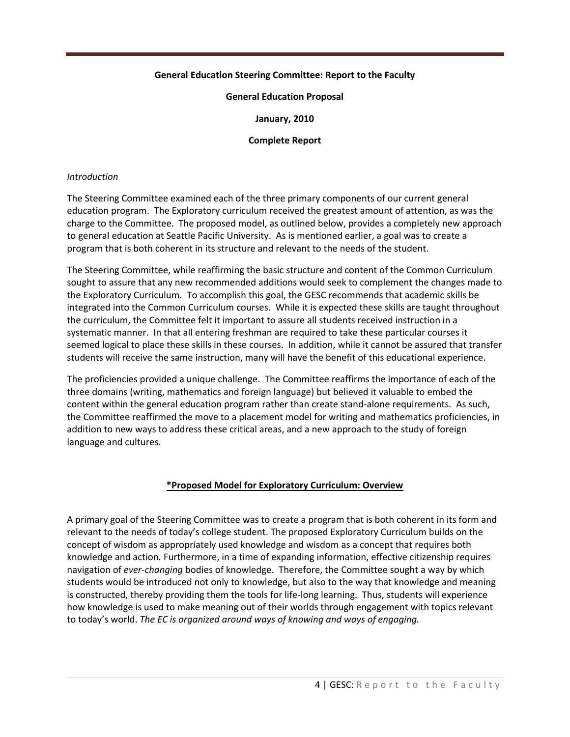**General Education Steering Committee: Report to the Faculty**

**General Education Proposal**

**January, 2010**

**Complete Report**

*Introduction*

The Steering Committee examined each of the three primary components of our current general education program. The Exploratory curriculum received the greatest amount of attention, as was the charge to the Committee. The proposed model, as outlined below, provides a completely new approach to general education at Seattle Pacific University. As is mentioned earlier, a goal was to create a program that is both coherent in its structure and relevant to the needs of the student.

The Steering Committee, while reaffirming the basic structure and content of the Common Curriculum sought to assure that any new recommended additions would seek to complement the changes made to the Exploratory Curriculum. To accomplish this goal, the GESC recommends that academic skills be integrated into the Common Curriculum courses. While it is expected these skills are taught throughout the curriculum, the Committee felt it important to assure all students received instruction in a systematic manner. In that all entering freshman are required to take these particular courses it seemed logical to place these skills in these courses. In addition, while it cannot be assured that transfer students will receive the same instruction, many will have the benefit of this educational experience.

The proficiencies provided a unique challenge. The Committee reaffirms the importance of each of the three domains (writing, mathematics and foreign language) but believed it valuable to embed the content within the general education program rather than create stand-alone requirements. As such, the Committee reaffirmed the move to a placement model for writing and mathematics proficiencies, in addition to new ways to address these critical areas, and a new approach to the study of foreign language and cultures.

## **\*Proposed Model for Exploratory Curriculum: Overview**

A primary goal of the Steering Committee was to create a program that is both coherent in its form and relevant to the needs of today's college student. The proposed Exploratory Curriculum builds on the concept of wisdom as appropriately used knowledge and wisdom as a concept that requires both knowledge and action. Furthermore, in a time of expanding information, effective citizenship requires navigation of *ever-changing* bodies of knowledge. Therefore, the Committee sought a way by which students would be introduced not only to knowledge, but also to the way that knowledge and meaning is constructed, thereby providing them the tools for life-long learning. Thus, students will experience how knowledge is used to make meaning out of their worlds through engagement with topics relevant to today's world. *The EC is organized around ways of knowing and ways of engaging.*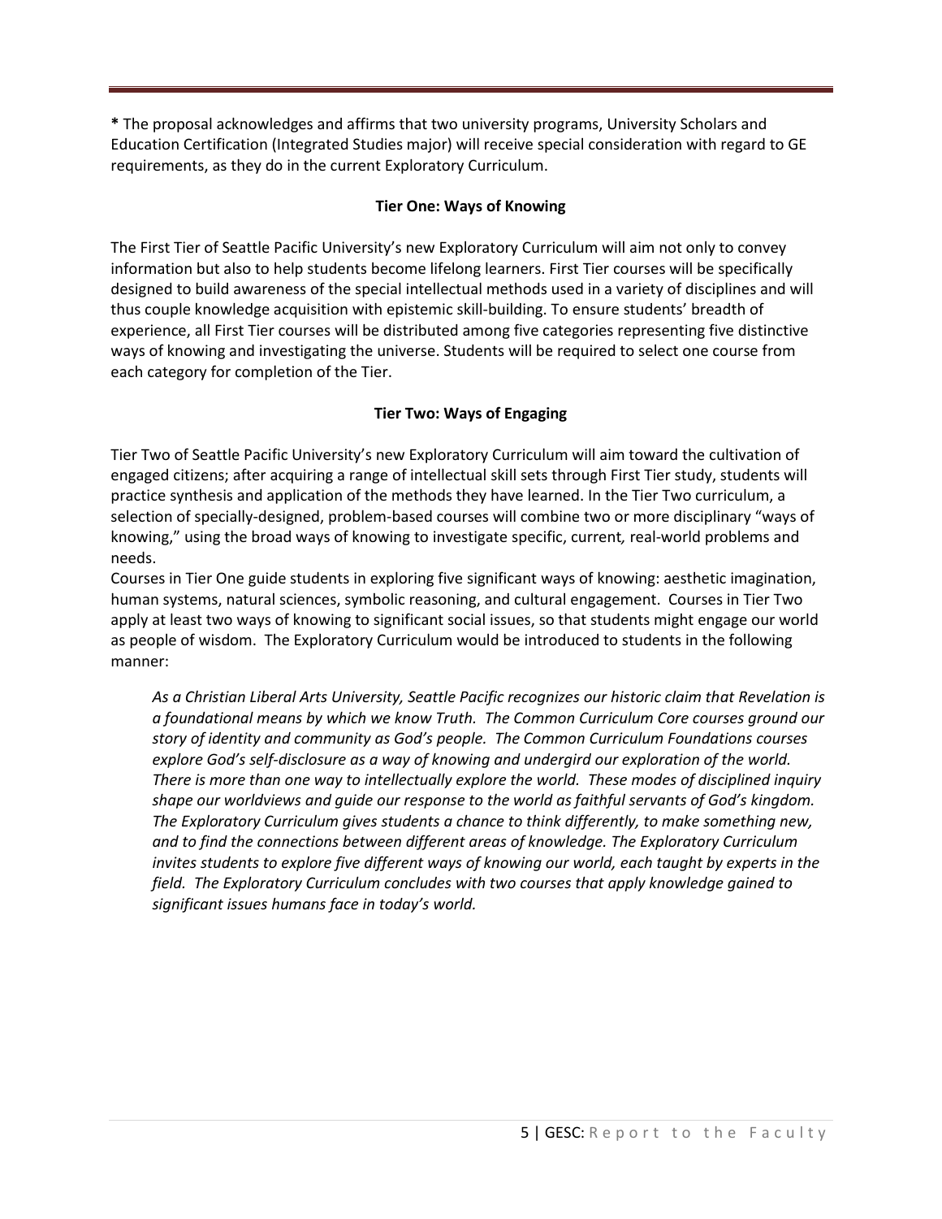**\*** The proposal acknowledges and affirms that two university programs, University Scholars and Education Certification (Integrated Studies major) will receive special consideration with regard to GE requirements, as they do in the current Exploratory Curriculum.

### Tier One: Ways of Knowing

The First Tier of Seattle Pacific University's new Exploratory Curriculum will aim not only to convey information but also to help students become lifelong learners. First Tier courses will be specifically designed to build awareness of the special intellectual methods used in a variety of disciplines and will thus couple knowledge acquisition with epistemic skill-building. To ensure students' breadth of experience, all First Tier courses will be distributed among five categories representing five distinctive ways of knowing and investigating the universe. Students will be required to select one course from each category for completion of the Tier.

### Tier Two: Ways of Engaging

Tier Two of Seattle Pacific University's new Exploratory Curriculum will aim toward the cultivation of engaged citizens; after acquiring a range of intellectual skill sets through First Tier study, students will practice synthesis and application of the methods they have learned. In the Tier Two curriculum, a selection of specially-designed, problem-based courses will combine two or more disciplinary "ways of knowing," using the broad ways of knowing to investigate specific, current, real-world problems and needs.

Courses in Tier One guide students in exploring five significant ways of knowing: aesthetic imagination, human systems, natural sciences, symbolic reasoning, and cultural engagement. Courses in Tier Two apply at least two ways of knowing to significant social issues, so that students might engage our world as people of wisdom. The Exploratory Curriculum would be introduced to students in the following manner:

> *As a Christian Liberal Arts University, Seattle Pacific recognizes our historic claim that Revelation is a foundational means by which we know Truth. The Common Curriculum Core courses ground our story of identity and community as God's people. The Common Curriculum Foundations courses explore God's self-disclosure as a way of knowing and undergird our exploration of the world. There is more than one way to intellectually explore the world. These modes of disciplined inquiry shape our worldviews and guide our response to the world as faithful servants of God's kingdom. The Exploratory Curriculum gives students a chance to think differently, to make something new, and to find the connections between different areas of knowledge. The Exploratory Curriculum invites students to explore five different ways of knowing our world, each taught by experts in the field. The Exploratory Curriculum concludes with two courses that apply knowledge gained to significant issues humans face in today's world.*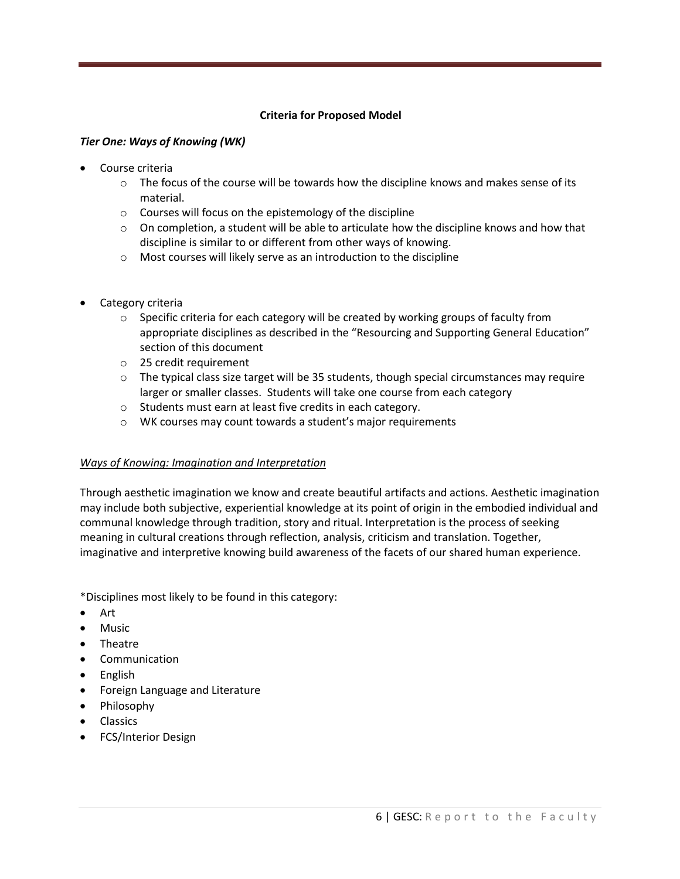**Criteria for Proposed Model**

***Tier One: Ways of Knowing (WK)***

- Course criteria
  - The focus of the course will be towards how the discipline knows and makes sense of its material.
  - Courses will focus on the epistemology of the discipline
  - On completion, a student will be able to articulate how the discipline knows and how that discipline is similar to or different from other ways of knowing.
  - Most courses will likely serve as an introduction to the discipline

- Category criteria
  - Specific criteria for each category will be created by working groups of faculty from appropriate disciplines as described in the "Resourcing and Supporting General Education" section of this document
  - 25 credit requirement
  - The typical class size target will be 35 students, though special circumstances may require larger or smaller classes. Students will take one course from each category
  - Students must earn at least five credits in each category.
  - WK courses may count towards a student's major requirements

<u>*Ways of Knowing: Imagination and Interpretation*</u>

Through aesthetic imagination we know and create beautiful artifacts and actions. Aesthetic imagination may include both subjective, experiential knowledge at its point of origin in the embodied individual and communal knowledge through tradition, story and ritual. Interpretation is the process of seeking meaning in cultural creations through reflection, analysis, criticism and translation. Together, imaginative and interpretive knowing build awareness of the facets of our shared human experience.

*Disciplines most likely to be found in this category:

- Art
- Music
- Theatre
- Communication
- English
- Foreign Language and Literature
- Philosophy
- Classics
- FCS/Interior Design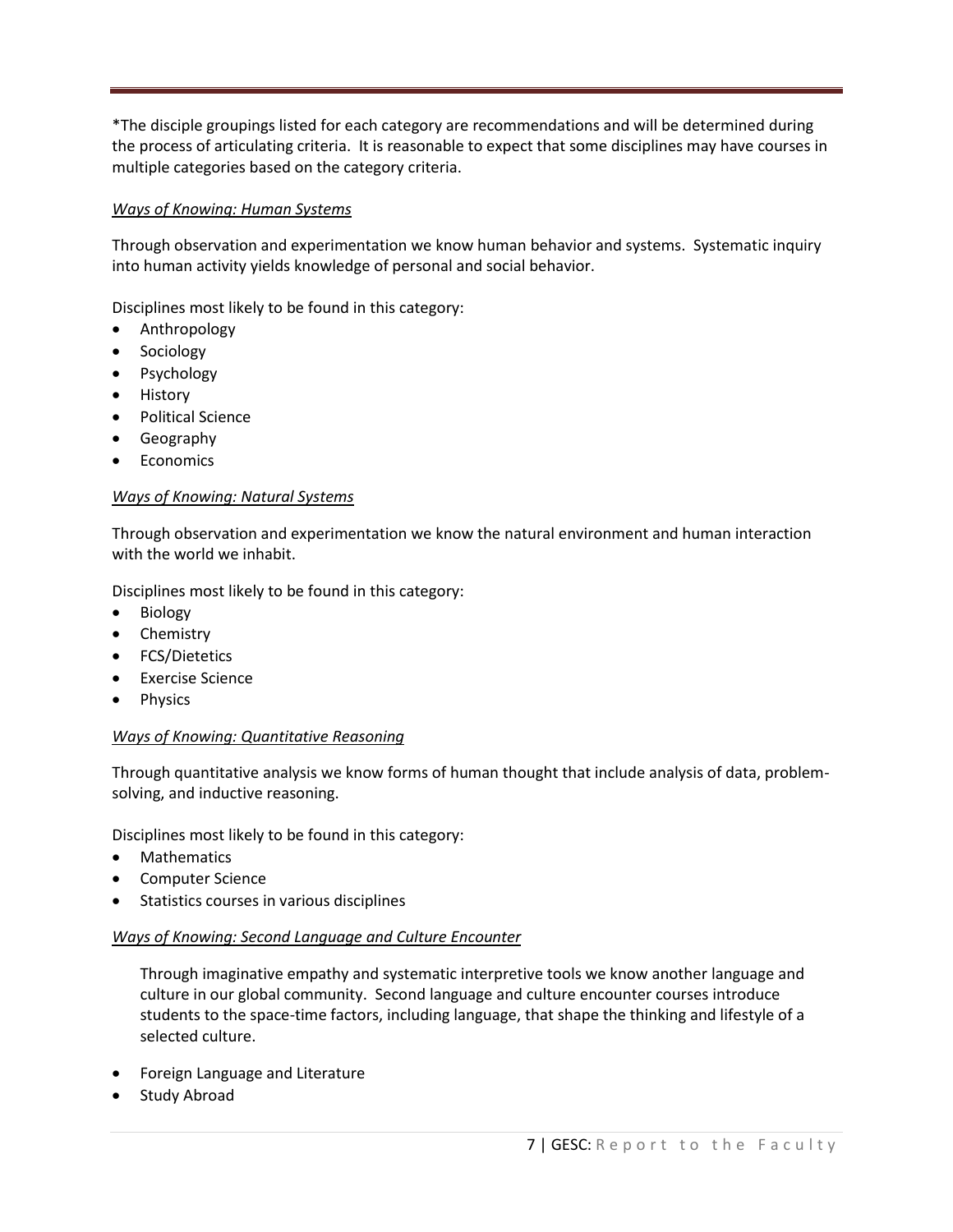*The disciple groupings listed for each category are recommendations and will be determined during the process of articulating criteria. It is reasonable to expect that some disciplines may have courses in multiple categories based on the category criteria.

*Ways of Knowing: Human Systems*

Through observation and experimentation we know human behavior and systems. Systematic inquiry into human activity yields knowledge of personal and social behavior.

Disciplines most likely to be found in this category:

- Anthropology
- Sociology
- Psychology
- History
- Political Science
- Geography
- Economics

*Ways of Knowing: Natural Systems*

Through observation and experimentation we know the natural environment and human interaction with the world we inhabit.

Disciplines most likely to be found in this category:

- Biology
- Chemistry
- FCS/Dietetics
- Exercise Science
- Physics

*Ways of Knowing: Quantitative Reasoning*

Through quantitative analysis we know forms of human thought that include analysis of data, problem-solving, and inductive reasoning.

Disciplines most likely to be found in this category:

- Mathematics
- Computer Science
- Statistics courses in various disciplines

*Ways of Knowing: Second Language and Culture Encounter*

Through imaginative empathy and systematic interpretive tools we know another language and culture in our global community. Second language and culture encounter courses introduce students to the space-time factors, including language, that shape the thinking and lifestyle of a selected culture.

- Foreign Language and Literature
- Study Abroad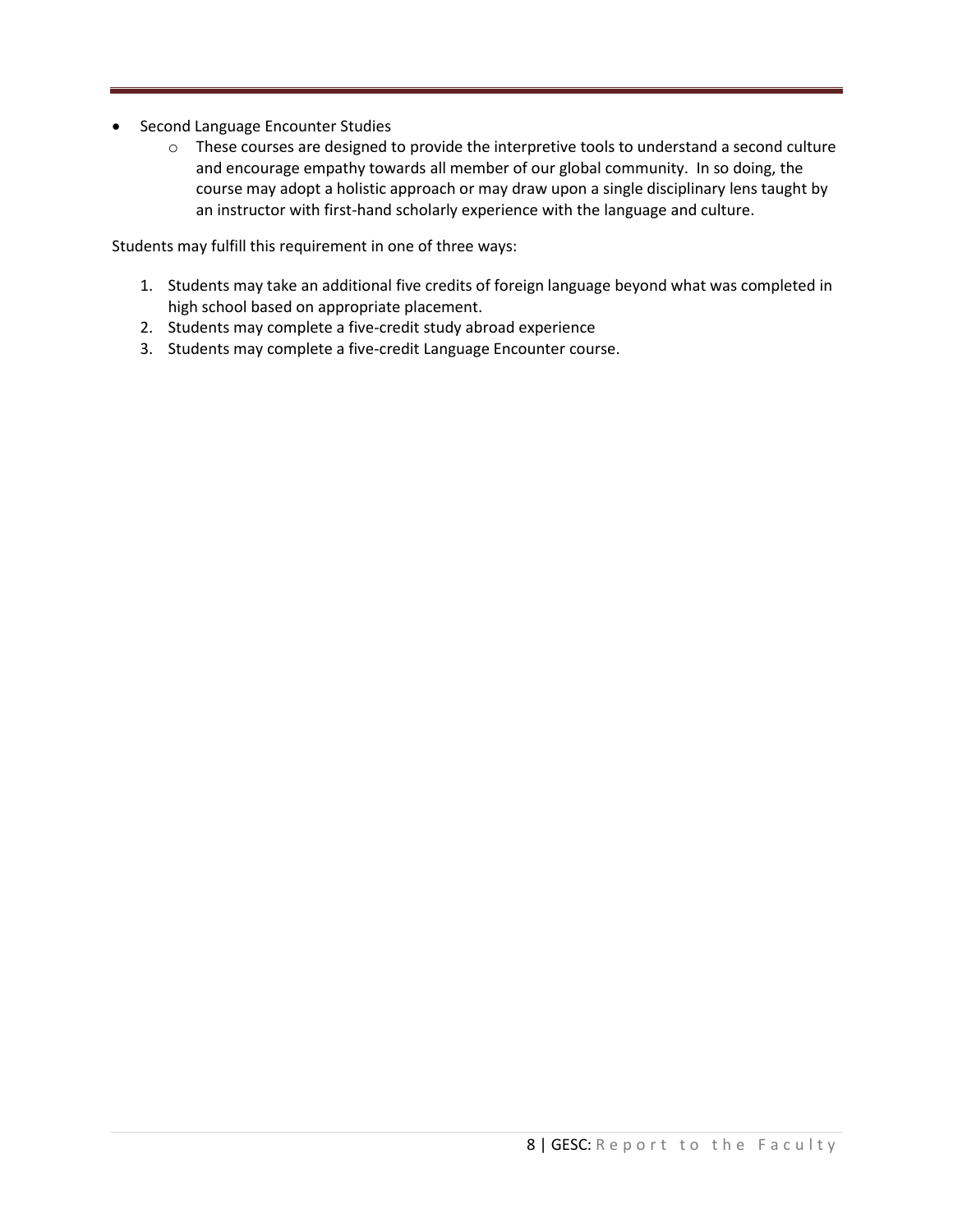- Second Language Encounter Studies
    - These courses are designed to provide the interpretive tools to understand a second culture and encourage empathy towards all member of our global community. In so doing, the course may adopt a holistic approach or may draw upon a single disciplinary lens taught by an instructor with first-hand scholarly experience with the language and culture.

Students may fulfill this requirement in one of three ways:

1. Students may take an additional five credits of foreign language beyond what was completed in high school based on appropriate placement.
2. Students may complete a five-credit study abroad experience
3. Students may complete a five-credit Language Encounter course.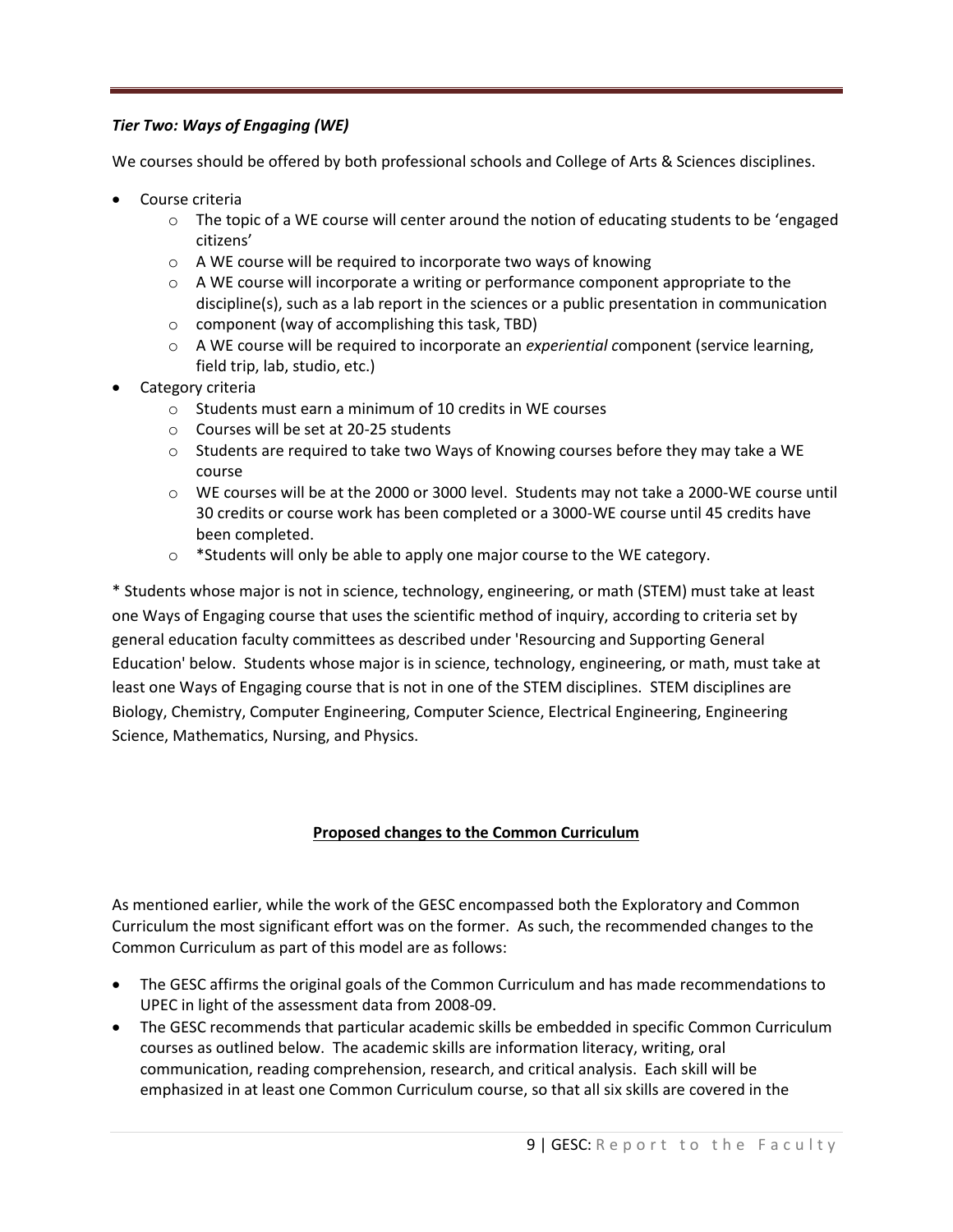### *Tier Two: Ways of Engaging (WE)*

We courses should be offered by both professional schools and College of Arts & Sciences disciplines.

- Course criteria
  - The topic of a WE course will center around the notion of educating students to be 'engaged citizens'
  - A WE course will be required to incorporate two ways of knowing
  - A WE course will incorporate a writing or performance component appropriate to the discipline(s), such as a lab report in the sciences or a public presentation in communication
  - component (way of accomplishing this task, TBD)
  - A WE course will be required to incorporate an *experiential c*omponent (service learning, field trip, lab, studio, etc.)
- Category criteria
  - Students must earn a minimum of 10 credits in WE courses
  - Courses will be set at 20-25 students
  - Students are required to take two Ways of Knowing courses before they may take a WE course
  - WE courses will be at the 2000 or 3000 level. Students may not take a 2000-WE course until 30 credits or course work has been completed or a 3000-WE course until 45 credits have been completed.
  - *Students will only be able to apply one major course to the WE category.

* Students whose major is not in science, technology, engineering, or math (STEM) must take at least one Ways of Engaging course that uses the scientific method of inquiry, according to criteria set by general education faculty committees as described under 'Resourcing and Supporting General Education' below. Students whose major is in science, technology, engineering, or math, must take at least one Ways of Engaging course that is not in one of the STEM disciplines. STEM disciplines are Biology, Chemistry, Computer Engineering, Computer Science, Electrical Engineering, Engineering Science, Mathematics, Nursing, and Physics.

## Proposed changes to the Common Curriculum

As mentioned earlier, while the work of the GESC encompassed both the Exploratory and Common Curriculum the most significant effort was on the former. As such, the recommended changes to the Common Curriculum as part of this model are as follows:

- The GESC affirms the original goals of the Common Curriculum and has made recommendations to UPEC in light of the assessment data from 2008-09.
- The GESC recommends that particular academic skills be embedded in specific Common Curriculum courses as outlined below. The academic skills are information literacy, writing, oral communication, reading comprehension, research, and critical analysis. Each skill will be emphasized in at least one Common Curriculum course, so that all six skills are covered in the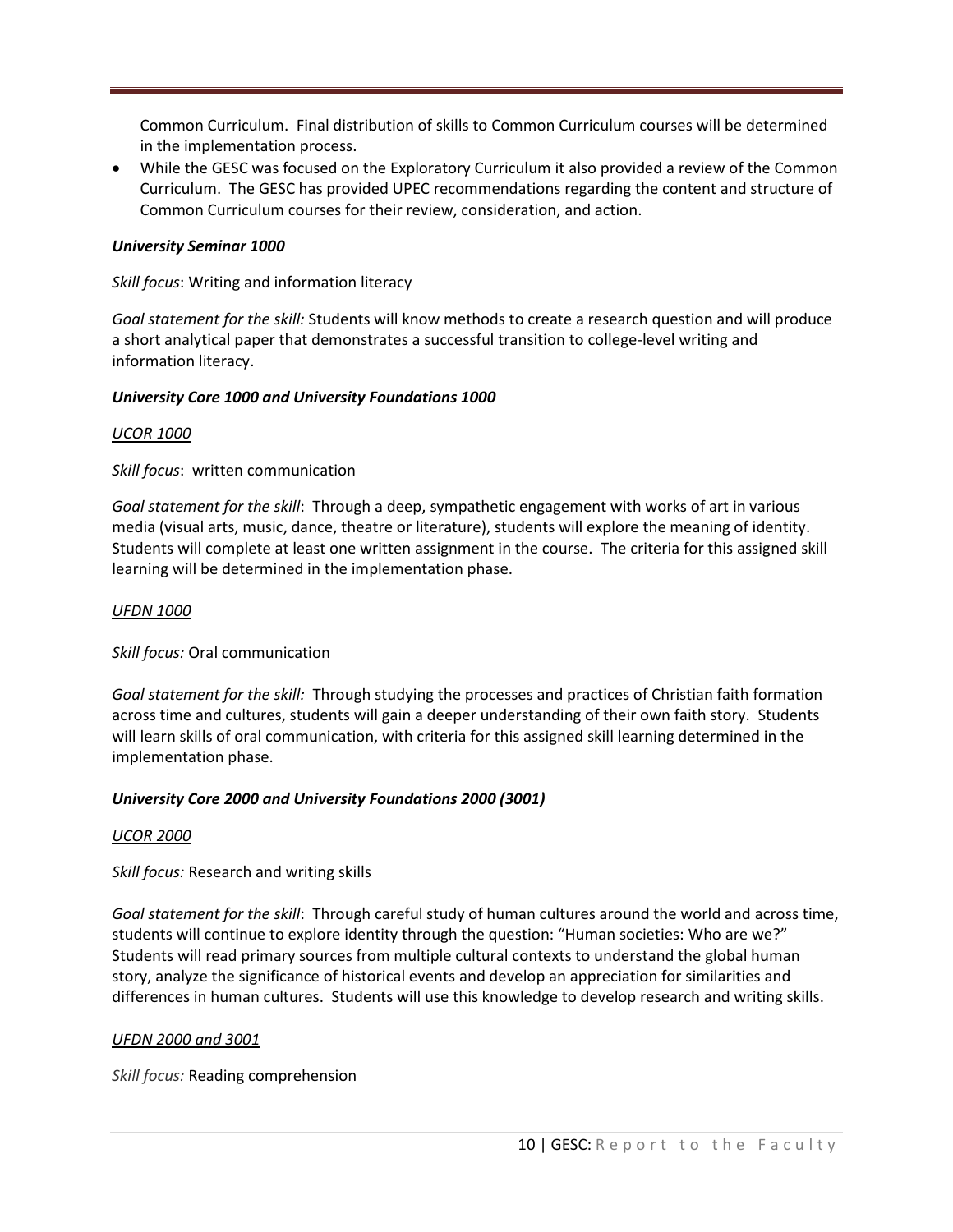Common Curriculum. Final distribution of skills to Common Curriculum courses will be determined in the implementation process.

- While the GESC was focused on the Exploratory Curriculum it also provided a review of the Common Curriculum. The GESC has provided UPEC recommendations regarding the content and structure of Common Curriculum courses for their review, consideration, and action.

***University Seminar 1000***

*Skill focus*: Writing and information literacy

*Goal statement for the skill:* Students will know methods to create a research question and will produce a short analytical paper that demonstrates a successful transition to college-level writing and information literacy.

***University Core 1000 and University Foundations 1000***

<u>*UCOR 1000*</u>

*Skill focus*: written communication

*Goal statement for the skill*: Through a deep, sympathetic engagement with works of art in various media (visual arts, music, dance, theatre or literature), students will explore the meaning of identity. Students will complete at least one written assignment in the course. The criteria for this assigned skill learning will be determined in the implementation phase.

<u>*UFDN 1000*</u>

*Skill focus:* Oral communication

*Goal statement for the skill:* Through studying the processes and practices of Christian faith formation across time and cultures, students will gain a deeper understanding of their own faith story. Students will learn skills of oral communication, with criteria for this assigned skill learning determined in the implementation phase.

***University Core 2000 and University Foundations 2000 (3001)***

<u>*UCOR 2000*</u>

*Skill focus:* Research and writing skills

*Goal statement for the skill*: Through careful study of human cultures around the world and across time, students will continue to explore identity through the question: "Human societies: Who are we?" Students will read primary sources from multiple cultural contexts to understand the global human story, analyze the significance of historical events and develop an appreciation for similarities and differences in human cultures. Students will use this knowledge to develop research and writing skills.

<u>*UFDN 2000 and 3001*</u>

*Skill focus:* Reading comprehension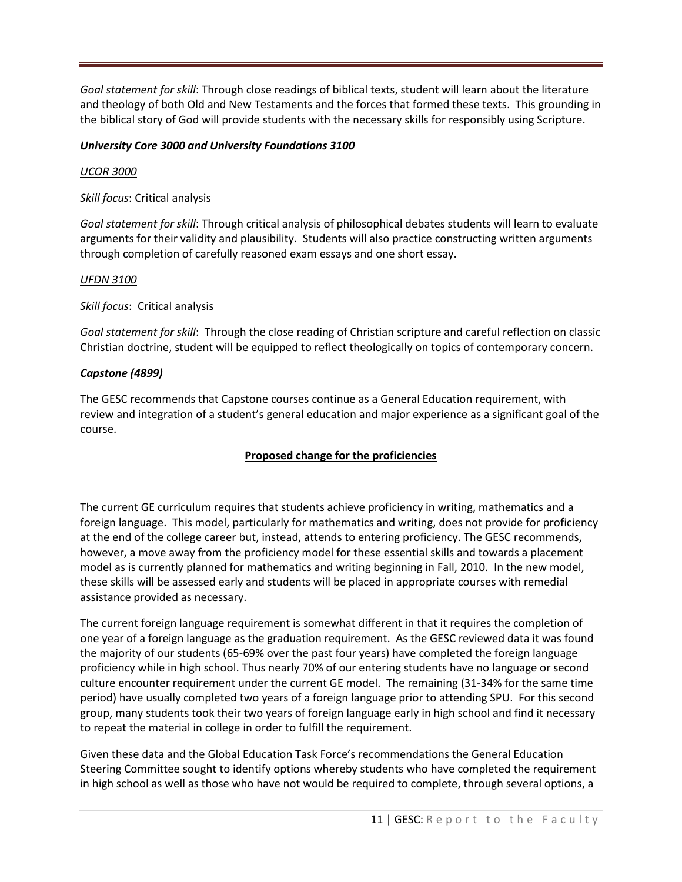*Goal statement for skill*: Through close readings of biblical texts, student will learn about the literature and theology of both Old and New Testaments and the forces that formed these texts. This grounding in the biblical story of God will provide students with the necessary skills for responsibly using Scripture.

***University Core 3000 and University Foundations 3100***

<u>*UCOR 3000*</u>

*Skill focus*: Critical analysis

*Goal statement for skill*: Through critical analysis of philosophical debates students will learn to evaluate arguments for their validity and plausibility. Students will also practice constructing written arguments through completion of carefully reasoned exam essays and one short essay.

<u>*UFDN 3100*</u>

*Skill focus*: Critical analysis

*Goal statement for skill*: Through the close reading of Christian scripture and careful reflection on classic Christian doctrine, student will be equipped to reflect theologically on topics of contemporary concern.

***Capstone (4899)***

The GESC recommends that Capstone courses continue as a General Education requirement, with review and integration of a student's general education and major experience as a significant goal of the course.

## <u>**Proposed change for the proficiencies**</u>

The current GE curriculum requires that students achieve proficiency in writing, mathematics and a foreign language. This model, particularly for mathematics and writing, does not provide for proficiency at the end of the college career but, instead, attends to entering proficiency. The GESC recommends, however, a move away from the proficiency model for these essential skills and towards a placement model as is currently planned for mathematics and writing beginning in Fall, 2010. In the new model, these skills will be assessed early and students will be placed in appropriate courses with remedial assistance provided as necessary.

The current foreign language requirement is somewhat different in that it requires the completion of one year of a foreign language as the graduation requirement. As the GESC reviewed data it was found the majority of our students (65-69% over the past four years) have completed the foreign language proficiency while in high school. Thus nearly 70% of our entering students have no language or second culture encounter requirement under the current GE model. The remaining (31-34% for the same time period) have usually completed two years of a foreign language prior to attending SPU. For this second group, many students took their two years of foreign language early in high school and find it necessary to repeat the material in college in order to fulfill the requirement.

Given these data and the Global Education Task Force's recommendations the General Education Steering Committee sought to identify options whereby students who have completed the requirement in high school as well as those who have not would be required to complete, through several options, a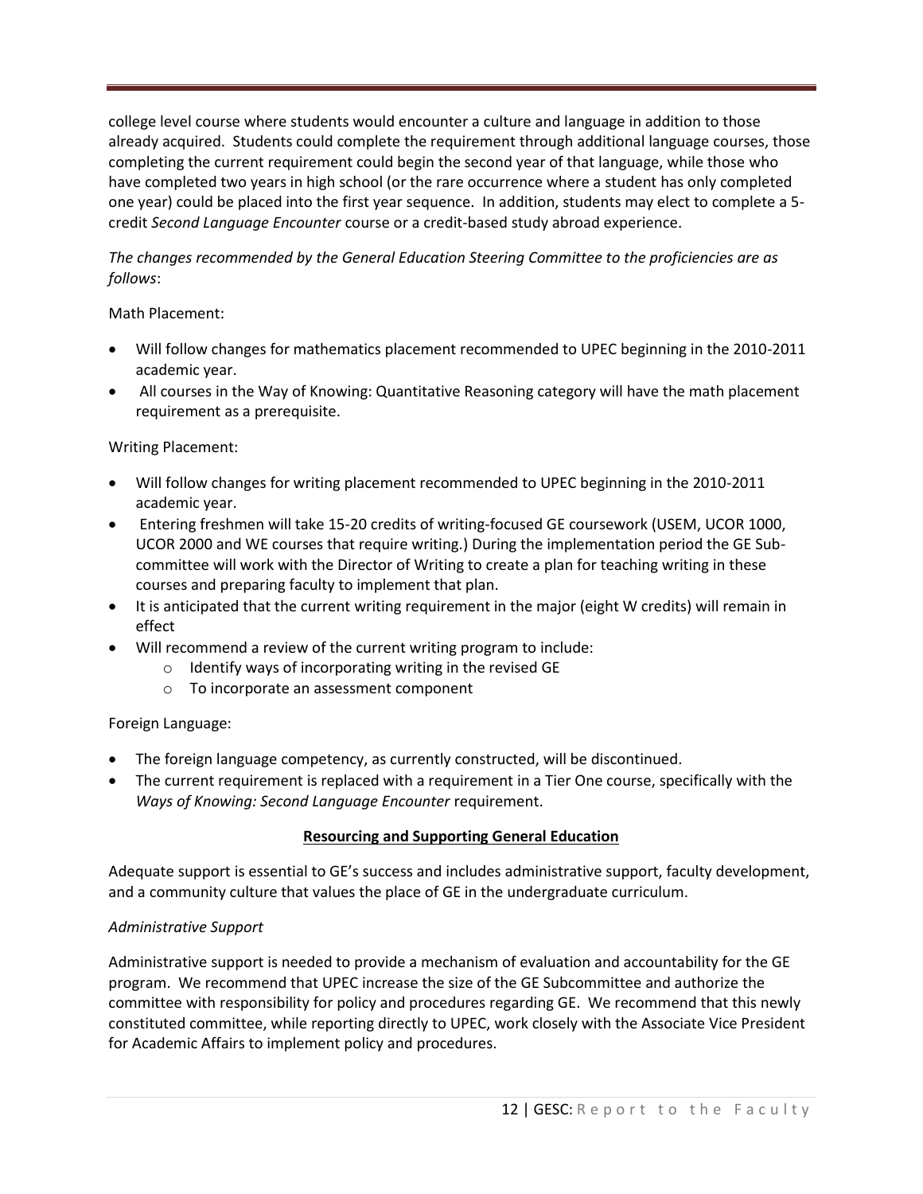college level course where students would encounter a culture and language in addition to those already acquired. Students could complete the requirement through additional language courses, those completing the current requirement could begin the second year of that language, while those who have completed two years in high school (or the rare occurrence where a student has only completed one year) could be placed into the first year sequence. In addition, students may elect to complete a 5-credit *Second Language Encounter* course or a credit-based study abroad experience.

*The changes recommended by the General Education Steering Committee to the proficiencies are as follows*:

Math Placement:

- Will follow changes for mathematics placement recommended to UPEC beginning in the 2010-2011 academic year.
- All courses in the Way of Knowing: Quantitative Reasoning category will have the math placement requirement as a prerequisite.

Writing Placement:

- Will follow changes for writing placement recommended to UPEC beginning in the 2010-2011 academic year.
- Entering freshmen will take 15-20 credits of writing-focused GE coursework (USEM, UCOR 1000, UCOR 2000 and WE courses that require writing.) During the implementation period the GE Sub-committee will work with the Director of Writing to create a plan for teaching writing in these courses and preparing faculty to implement that plan.
- It is anticipated that the current writing requirement in the major (eight W credits) will remain in effect
- Will recommend a review of the current writing program to include:
    - Identify ways of incorporating writing in the revised GE
    - To incorporate an assessment component

Foreign Language:

- The foreign language competency, as currently constructed, will be discontinued.
- The current requirement is replaced with a requirement in a Tier One course, specifically with the *Ways of Knowing: Second Language Encounter* requirement.

## Resourcing and Supporting General Education

Adequate support is essential to GE's success and includes administrative support, faculty development, and a community culture that values the place of GE in the undergraduate curriculum.

*Administrative Support*

Administrative support is needed to provide a mechanism of evaluation and accountability for the GE program. We recommend that UPEC increase the size of the GE Subcommittee and authorize the committee with responsibility for policy and procedures regarding GE. We recommend that this newly constituted committee, while reporting directly to UPEC, work closely with the Associate Vice President for Academic Affairs to implement policy and procedures.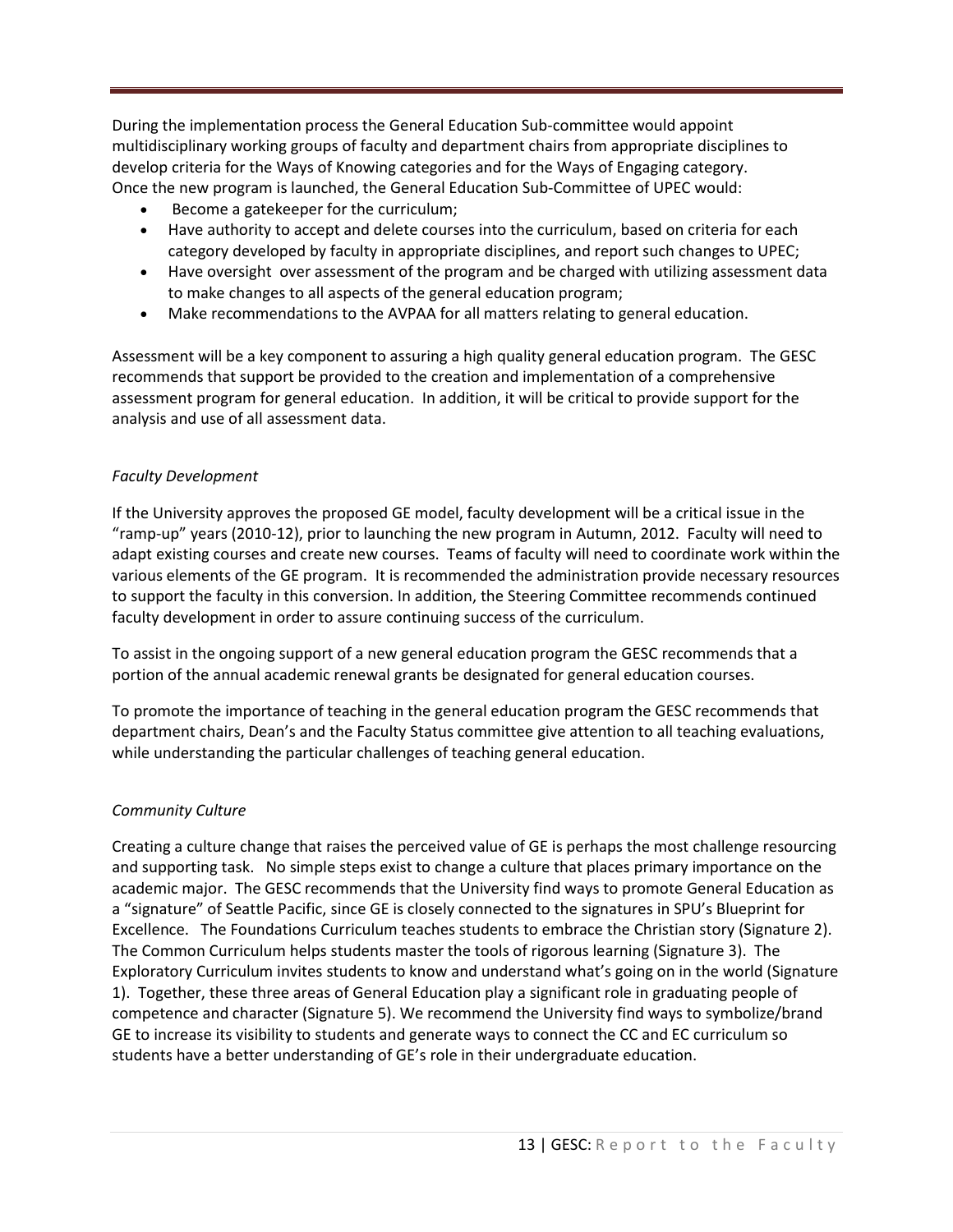During the implementation process the General Education Sub-committee would appoint multidisciplinary working groups of faculty and department chairs from appropriate disciplines to develop criteria for the Ways of Knowing categories and for the Ways of Engaging category. Once the new program is launched, the General Education Sub-Committee of UPEC would:

- Become a gatekeeper for the curriculum;
- Have authority to accept and delete courses into the curriculum, based on criteria for each category developed by faculty in appropriate disciplines, and report such changes to UPEC;
- Have oversight over assessment of the program and be charged with utilizing assessment data to make changes to all aspects of the general education program;
- Make recommendations to the AVPAA for all matters relating to general education.

Assessment will be a key component to assuring a high quality general education program. The GESC recommends that support be provided to the creation and implementation of a comprehensive assessment program for general education. In addition, it will be critical to provide support for the analysis and use of all assessment data.

*Faculty Development*

If the University approves the proposed GE model, faculty development will be a critical issue in the "ramp-up" years (2010-12), prior to launching the new program in Autumn, 2012. Faculty will need to adapt existing courses and create new courses. Teams of faculty will need to coordinate work within the various elements of the GE program. It is recommended the administration provide necessary resources to support the faculty in this conversion. In addition, the Steering Committee recommends continued faculty development in order to assure continuing success of the curriculum.

To assist in the ongoing support of a new general education program the GESC recommends that a portion of the annual academic renewal grants be designated for general education courses.

To promote the importance of teaching in the general education program the GESC recommends that department chairs, Dean's and the Faculty Status committee give attention to all teaching evaluations, while understanding the particular challenges of teaching general education.

*Community Culture*

Creating a culture change that raises the perceived value of GE is perhaps the most challenge resourcing and supporting task. No simple steps exist to change a culture that places primary importance on the academic major. The GESC recommends that the University find ways to promote General Education as a "signature" of Seattle Pacific, since GE is closely connected to the signatures in SPU's Blueprint for Excellence. The Foundations Curriculum teaches students to embrace the Christian story (Signature 2). The Common Curriculum helps students master the tools of rigorous learning (Signature 3). The Exploratory Curriculum invites students to know and understand what's going on in the world (Signature 1). Together, these three areas of General Education play a significant role in graduating people of competence and character (Signature 5). We recommend the University find ways to symbolize/brand GE to increase its visibility to students and generate ways to connect the CC and EC curriculum so students have a better understanding of GE's role in their undergraduate education.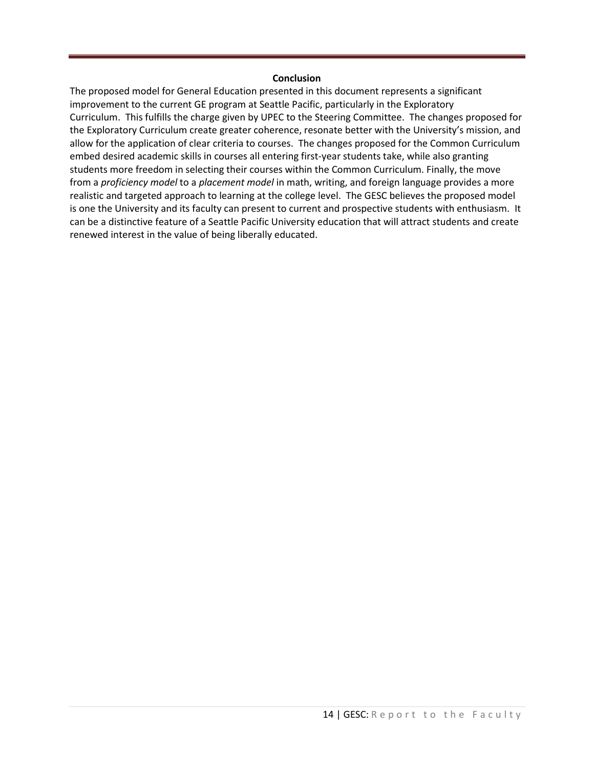## Conclusion

The proposed model for General Education presented in this document represents a significant improvement to the current GE program at Seattle Pacific, particularly in the Exploratory Curriculum. This fulfills the charge given by UPEC to the Steering Committee. The changes proposed for the Exploratory Curriculum create greater coherence, resonate better with the University's mission, and allow for the application of clear criteria to courses. The changes proposed for the Common Curriculum embed desired academic skills in courses all entering first-year students take, while also granting students more freedom in selecting their courses within the Common Curriculum. Finally, the move from a *proficiency model* to a *placement model* in math, writing, and foreign language provides a more realistic and targeted approach to learning at the college level. The GESC believes the proposed model is one the University and its faculty can present to current and prospective students with enthusiasm. It can be a distinctive feature of a Seattle Pacific University education that will attract students and create renewed interest in the value of being liberally educated.